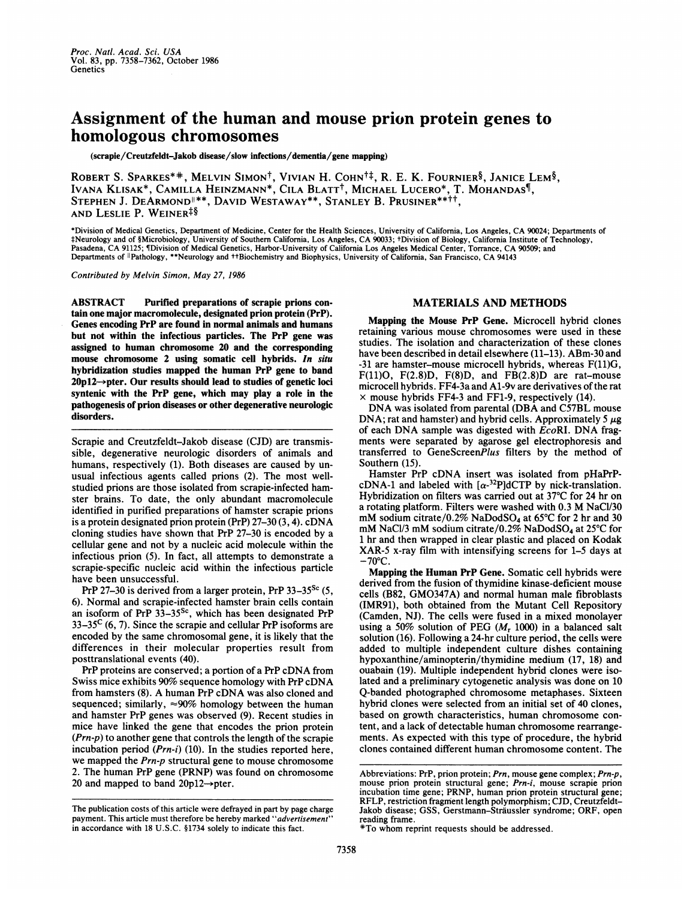# Assignment of the human and mouse prion protein genes to homologous chromosomes

(scrapie/Creutzfeldt–Jakob disease/slow infections/dementia/gene mapping)

ROBERT S. SPARKES*#, MELVIN SIMON†, VIVIAN H. COHN†‡, R. E. K. FOURNIER§, JANICE LEM§, IVANA KLISAK*, CAMILLA HEINZMANN*, CILA BLATT†, MICHAEL LUCERO*, T. MOHANDAS¶, STEPHEN J. DEARMOND||**, DAVID WESTAWAY**, STANLEY B. PRUSINER**††, AND LESLIE P. WEINER‡§

*Division of Medical Genetics, Department of Medicine, Center for the Health Sciences, University of California, Los Angeles, CA 90024; Departments of ‡Neurology and of §Microbiology, University of Southern California, Los Angeles, CA 90033; †Division of Biology, California Institute of Technology, Pasadena, CA 91125; ¶Division of Medical Genetics, Harbor-University of California Los Angeles Medical Center, Torrance, CA 90509; and Departments of ||Pathology, **Neurology and ††Biochemistry and Biophysics, University of California, San Francisco, CA 94143

*Contributed by Melvin Simon, May 27, 1986*

**ABSTRACT** Purified preparations of scrapie prions contain one major macromolecule, designated prion protein (PrP). Genes encoding PrP are found in normal animals and humans but not within the infectious particles. The PrP gene was assigned to human chromosome 20 and the corresponding mouse chromosome 2 using somatic cell hybrids. *In situ* hybridization studies mapped the human PrP gene to band 20p12→pter. Our results should lead to studies of genetic loci syntenic with the PrP gene, which may play a role in the pathogenesis of prion diseases or other degenerative neurologic disorders.

Scrapie and Creutzfeldt–Jakob disease (CJD) are transmissible, degenerative neurologic disorders of animals and humans, respectively (1). Both diseases are caused by unusual infectious agents called prions (2). The most well-studied prions are those isolated from scrapie-infected hamster brains. To date, the only abundant macromolecule identified in purified preparations of hamster scrapie prions is a protein designated prion protein (PrP) 27–30 (3, 4). cDNA cloning studies have shown that PrP 27–30 is encoded by a cellular gene and not by a nucleic acid molecule within the infectious prion (5). In fact, all attempts to demonstrate a scrapie-specific nucleic acid within the infectious particle have been unsuccessful.

PrP 27–30 is derived from a larger protein, PrP 33–35$^{Sc}$ (5, 6). Normal and scrapie-infected hamster brain cells contain an isoform of PrP 33–35$^{Sc}$, which has been designated PrP 33–35$^{C}$ (6, 7). Since the scrapie and cellular PrP isoforms are encoded by the same chromosomal gene, it is likely that the differences in their molecular properties result from posttranslational events (40).

PrP proteins are conserved; a portion of a PrP cDNA from Swiss mice exhibits 90% sequence homology with PrP cDNA from hamsters (8). A human PrP cDNA was also cloned and sequenced; similarly, ≈90% homology between the human and hamster PrP genes was observed (9). Recent studies in mice have linked the gene that encodes the prion protein (*Prn-p*) to another gene that controls the length of the scrapie incubation period (*Prn-i*) (10). In the studies reported here, we mapped the *Prn-p* structural gene to mouse chromosome 2. The human PrP gene (PRNP) was found on chromosome 20 and mapped to band 20p12→pter.

The publication costs of this article were defrayed in part by page charge payment. This article must therefore be hereby marked "*advertisement*" in accordance with 18 U.S.C. §1734 solely to indicate this fact.

## MATERIALS AND METHODS

**Mapping the Mouse PrP Gene.** Microcell hybrid clones retaining various mouse chromosomes were used in these studies. The isolation and characterization of these clones have been described in detail elsewhere (11–13). ABm-30 and -31 are hamster–mouse microcell hybrids, whereas F(11)G, F(11)O, F(2.8)D, F(8)D, and FB(2.8)D are rat–mouse microcell hybrids. FF4-3a and A1-9v are derivatives of the rat × mouse hybrids FF4-3 and FF1-9, respectively (14).

DNA was isolated from parental (DBA and C57BL mouse DNA; rat and hamster) and hybrid cells. Approximately 5 μg of each DNA sample was digested with *Eco*RI. DNA fragments were separated by agarose gel electrophoresis and transferred to GeneScreen*Plus* filters by the method of Southern (15).

Hamster PrP cDNA insert was isolated from pHaPrP-cDNA-1 and labeled with [α-$^{32}$P]dCTP by nick-translation. Hybridization on filters was carried out at 37°C for 24 hr on a rotating platform. Filters were washed with 0.3 M NaCl/30 mM sodium citrate/0.2% NaDodSO$_4$ at 65°C for 2 hr and 30 mM NaCl/3 mM sodium citrate/0.2% NaDodSO$_4$ at 25°C for 1 hr and then wrapped in clear plastic and placed on Kodak XAR-5 x-ray film with intensifying screens for 1–5 days at −70°C.

**Mapping the Human PrP Gene.** Somatic cell hybrids were derived from the fusion of thymidine kinase-deficient mouse cells (B82, GMO347A) and normal human male fibroblasts (IMR91), both obtained from the Mutant Cell Repository (Camden, NJ). The cells were fused in a mixed monolayer using a 50% solution of PEG ($M_r$ 1000) in a balanced salt solution (16). Following a 24-hr culture period, the cells were added to multiple independent culture dishes containing hypoxanthine/aminopterin/thymidine medium (17, 18) and ouabain (19). Multiple independent hybrid clones were isolated and a preliminary cytogenetic analysis was done on 10 Q-banded photographed chromosome metaphases. Sixteen hybrid clones were selected from an initial set of 40 clones, based on growth characteristics, human chromosome content, and a lack of detectable human chromosome rearrangements. As expected with this type of procedure, the hybrid clones contained different human chromosome content. The

Abbreviations: PrP, prion protein; *Prn*, mouse gene complex; *Prn-p*, mouse prion protein structural gene; *Prn-i*, mouse scrapie prion incubation time gene; PRNP, human prion protein structural gene; RFLP, restriction fragment length polymorphism; CJD, Creutzfeldt–Jakob disease; GSS, Gerstmann–Sträussler syndrome; ORF, open reading frame.

*To whom reprint requests should be addressed.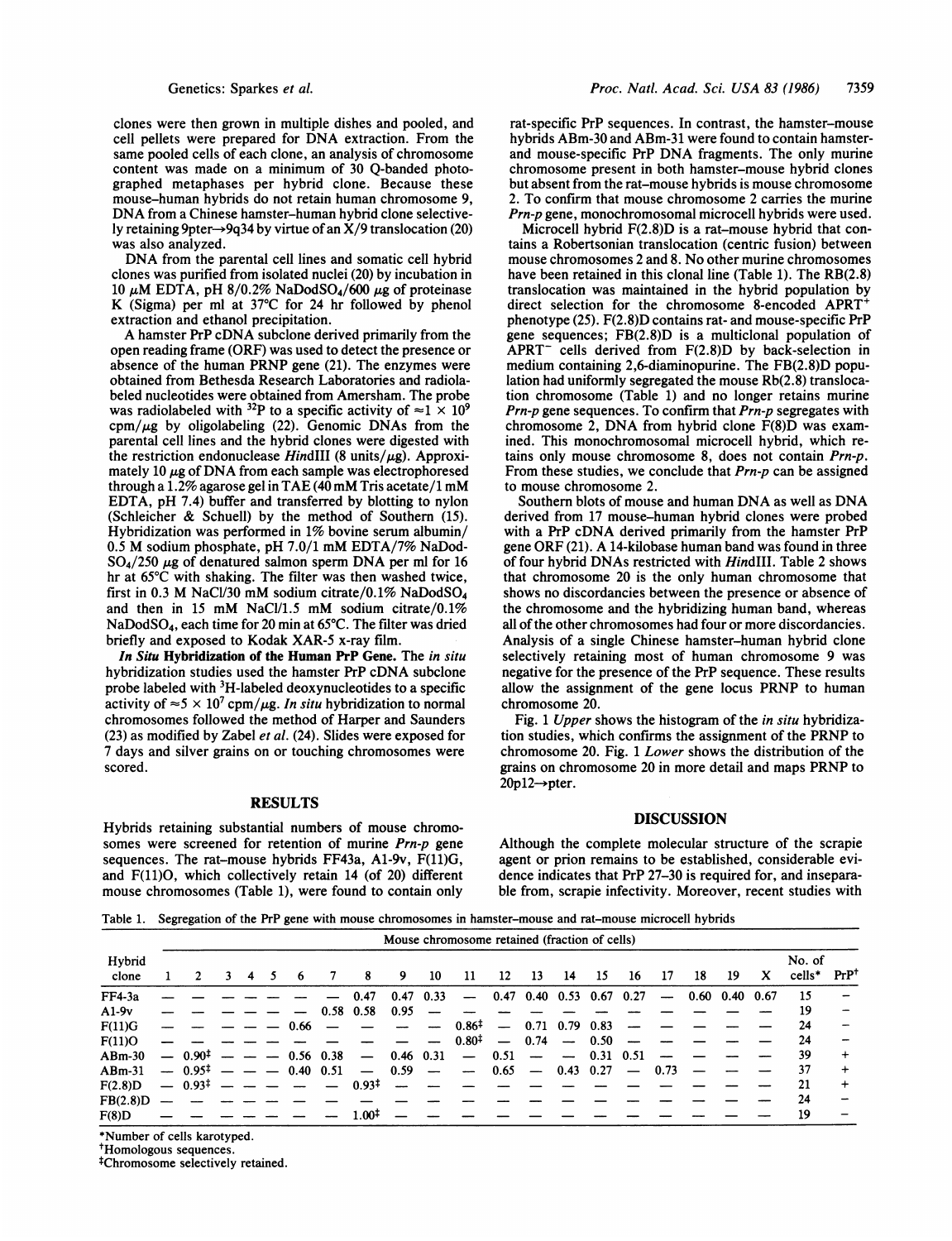clones were then grown in multiple dishes and pooled, and cell pellets were prepared for DNA extraction. From the same pooled cells of each clone, an analysis of chromosome content was made on a minimum of 30 Q-banded photographed metaphases per hybrid clone. Because these mouse–human hybrids do not retain human chromosome 9, DNA from a Chinese hamster–human hybrid clone selectively retaining 9pter→9q34 by virtue of an X/9 translocation (20) was also analyzed.

DNA from the parental cell lines and somatic cell hybrid clones was purified from isolated nuclei (20) by incubation in 10 μM EDTA, pH 8/0.2% NaDodSO$_4$/600 μg of proteinase K (Sigma) per ml at 37°C for 24 hr followed by phenol extraction and ethanol precipitation.

A hamster PrP cDNA subclone derived primarily from the open reading frame (ORF) was used to detect the presence or absence of the human PRNP gene (21). The enzymes were obtained from Bethesda Research Laboratories and radiolabeled nucleotides were obtained from Amersham. The probe was radiolabeled with $^{32}$P to a specific activity of $\approx 1 \times 10^9$ cpm/μg by oligolabeling (22). Genomic DNAs from the parental cell lines and the hybrid clones were digested with the restriction endonuclease *Hin*dIII (8 units/μg). Approximately 10 μg of DNA from each sample was electrophoresed through a 1.2% agarose gel in TAE (40 mM Tris acetate/1 mM EDTA, pH 7.4) buffer and transferred by blotting to nylon (Schleicher & Schuell) by the method of Southern (15). Hybridization was performed in 1% bovine serum albumin/0.5 M sodium phosphate, pH 7.0/1 mM EDTA/7% NaDodSO$_4$/250 μg of denatured salmon sperm DNA per ml for 16 hr at 65°C with shaking. The filter was then washed twice, first in 0.3 M NaCl/30 mM sodium citrate/0.1% NaDodSO$_4$ and then in 15 mM NaCl/1.5 mM sodium citrate/0.1% NaDodSO$_4$, each time for 20 min at 65°C. The filter was dried briefly and exposed to Kodak XAR-5 x-ray film.

***In Situ* Hybridization of the Human PrP Gene.** The *in situ* hybridization studies used the hamster PrP cDNA subclone probe labeled with $^3$H-labeled deoxynucleotides to a specific activity of $\approx 5 \times 10^7$ cpm/μg. *In situ* hybridization to normal chromosomes followed the method of Harper and Saunders (23) as modified by Zabel *et al.* (24). Slides were exposed for 7 days and silver grains on or touching chromosomes were scored.

## RESULTS

Hybrids retaining substantial numbers of mouse chromosomes were screened for retention of murine *Prn-p* gene sequences. The rat–mouse hybrids FF43a, A1-9v, F(11)G, and F(11)O, which collectively retain 14 (of 20) different mouse chromosomes (Table 1), were found to contain only rat-specific PrP sequences. In contrast, the hamster–mouse hybrids ABm-30 and ABm-31 were found to contain hamster- and mouse-specific PrP DNA fragments. The only murine chromosome present in both hamster–mouse hybrid clones but absent from the rat–mouse hybrids is mouse chromosome 2. To confirm that mouse chromosome 2 carries the murine *Prn-p* gene, monochromosomal microcell hybrids were used.

Microcell hybrid F(2.8)D is a rat–mouse hybrid that contains a Robertsonian translocation (centric fusion) between mouse chromosomes 2 and 8. No other murine chromosomes have been retained in this clonal line (Table 1). The RB(2.8) translocation was maintained in the hybrid population by direct selection for the chromosome 8-encoded APRT$^+$ phenotype (25). F(2.8)D contains rat- and mouse-specific PrP gene sequences; FB(2.8)D is a multiclonal population of APRT$^-$ cells derived from F(2.8)D by back-selection in medium containing 2,6-diaminopurine. The FB(2.8)D population had uniformly segregated the mouse Rb(2.8) translocation chromosome (Table 1) and no longer retains murine *Prn-p* gene sequences. To confirm that *Prn-p* segregates with chromosome 2, DNA from hybrid clone F(8)D was examined. This monochromosomal microcell hybrid, which retains only mouse chromosome 8, does not contain *Prn-p*. From these studies, we conclude that *Prn-p* can be assigned to mouse chromosome 2.

Southern blots of mouse and human DNA as well as DNA derived from 17 mouse–human hybrid clones were probed with a PrP cDNA derived primarily from the hamster PrP gene ORF (21). A 14-kilobase human band was found in three of four hybrid DNAs restricted with *Hin*dIII. Table 2 shows that chromosome 20 is the only human chromosome that shows no discordancies between the presence or absence of the chromosome and the hybridizing human band, whereas all of the other chromosomes had four or more discordancies. Analysis of a single Chinese hamster–human hybrid clone selectively retaining most of human chromosome 9 was negative for the presence of the PrP sequence. These results allow the assignment of the gene locus PRNP to human chromosome 20.

Fig. 1 *Upper* shows the histogram of the *in situ* hybridization studies, which confirms the assignment of the PRNP to chromosome 20. Fig. 1 *Lower* shows the distribution of the grains on chromosome 20 in more detail and maps PRNP to 20p12→pter.

## DISCUSSION

Although the complete molecular structure of the scrapie agent or prion remains to be established, considerable evidence indicates that PrP 27–30 is required for, and inseparable from, scrapie infectivity. Moreover, recent studies with

Table 1. Segregation of the PrP gene with mouse chromosomes in hamster–mouse and rat–mouse microcell hybrids

| Hybrid clone | Mouse chromosome retained (fraction of cells) | | | | | | | | | | | | | | | | | | | | No. of cells* | PrP† |
|---|---|---|---|---|---|---|---|---|---|---|---|---|---|---|---|---|---|---|---|---|---|---|
| | 1 | 2 | 3 | 4 | 5 | 6 | 7 | 8 | 9 | 10 | 11 | 12 | 13 | 14 | 15 | 16 | 17 | 18 | 19 | X | | |
| FF4-3a | — | — | — | — | — | — | — | 0.47 | 0.47 | 0.33 | — | 0.47 | 0.40 | 0.53 | 0.67 | 0.27 | — | 0.60 | 0.40 | 0.67 | 15 | − |
| A1-9v | — | — | — | — | — | — | 0.58 | 0.58 | 0.95 | — | — | — | — | — | — | — | — | — | — | — | 19 | − |
| F(11)G | — | — | — | — | — | 0.66 | — | — | — | — | 0.86‡ | — | 0.71 | 0.79 | 0.83 | — | — | — | — | — | 24 | − |
| F(11)O | — | — | — | — | — | — | — | — | — | — | 0.80‡ | — | 0.74 | — | 0.50 | — | — | — | — | — | 24 | − |
| ABm-30 | — | 0.90‡ | — | — | — | 0.56 | 0.38 | — | 0.46 | 0.31 | — | 0.51 | — | — | 0.31 | 0.51 | — | — | — | — | 39 | + |
| ABm-31 | — | 0.95‡ | — | — | — | 0.40 | 0.51 | — | 0.59 | — | — | 0.65 | — | 0.43 | 0.27 | — | 0.73 | — | — | — | 37 | + |
| F(2.8)D | — | 0.93‡ | — | — | — | — | — | 0.93‡ | — | — | — | — | — | — | — | — | — | — | — | — | 21 | + |
| FB(2.8)D | — | — | — | — | — | — | — | — | — | — | — | — | — | — | — | — | — | — | — | — | 24 | − |
| F(8)D | — | — | — | — | — | — | — | 1.00‡ | — | — | — | — | — | — | — | — | — | — | — | — | 19 | − |

*Number of cells karotyped.
†Homologous sequences.
‡Chromosome selectively retained.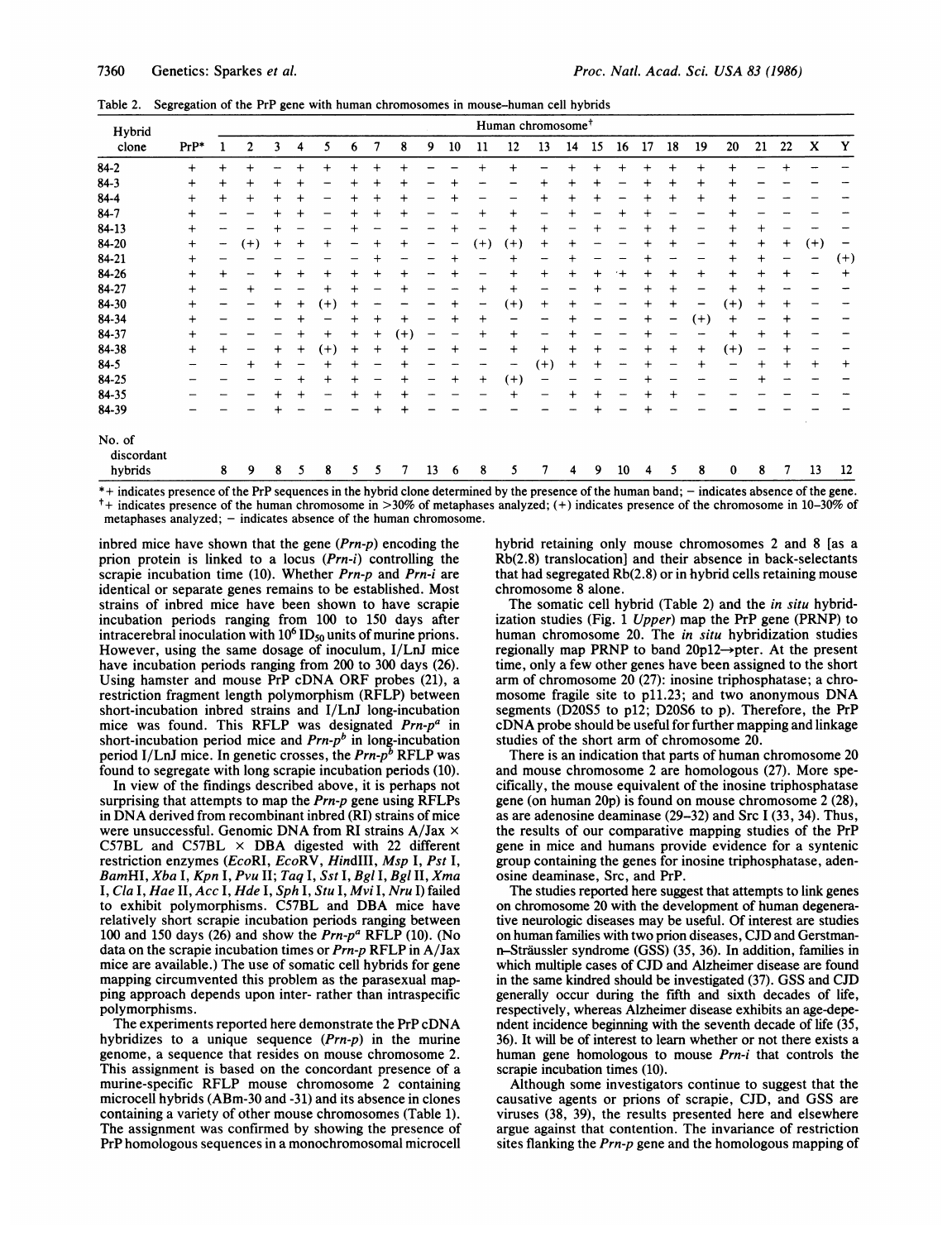Table 2. Segregation of the PrP gene with human chromosomes in mouse–human cell hybrids

| Hybrid clone | PrP* | Human chromosome† 1 | 2 | 3 | 4 | 5 | 6 | 7 | 8 | 9 | 10 | 11 | 12 | 13 | 14 | 15 | 16 | 17 | 18 | 19 | 20 | 21 | 22 | X | Y |
|---|---|---|---|---|---|---|---|---|---|---|---|---|---|---|---|---|---|---|---|---|---|---|---|---|---|
| 84-2 | + | + | + | + | − | + | + | + | + | − | − | + | + | − | + | + | + | + | + | + | + | − | + | − | − |
| 84-3 | + | + | + | + | + | − | + | + | + | − | + | − | − | + | + | + | − | + | + | + | + | − | − | − | − |
| 84-4 | + | + | + | + | + | − | + | + | + | − | + | − | − | + | + | + | − | + | + | + | + | − | − | − | − |
| 84-7 | + | − | − | + | + | − | + | + | + | − | − | + | + | − | + | − | + | + | − | − | + | − | − | − | − |
| 84-13 | + | − | − | + | − | − | + | − | − | − | + | − | + | + | − | + | − | + | + | − | + | + | − | − | − |
| 84-20 | + | − | (+) | + | + | + | − | + | + | − | − | (+) | (+) | + | + | − | − | + | + | − | + | + | + | (+) | − |
| 84-21 | + | − | − | − | − | − | − | + | − | − | + | − | + | − | + | − | − | + | − | − | + | + | − | − | (+) |
| 84-26 | + | + | − | + | + | + | + | + | + | − | − | − | + | + | + | + | + | + | + | + | + | + | + | − | + |
| 84-27 | + | − | + | − | − | + | + | − | + | − | − | + | + | − | − | + | − | + | + | − | + | + | − | − | − |
| 84-30 | + | − | − | + | + | (+) | + | − | − | − | + | − | (+) | + | + | − | − | + | + | − | (+) | + | + | − | − |
| 84-34 | + | − | − | − | + | − | + | + | + | − | + | + | − | − | + | − | − | + | − | (+) | + | − | + | − | − |
| 84-37 | + | − | − | − | + | + | + | + | (+) | − | − | + | + | − | + | − | − | + | − | − | + | + | + | − | − |
| 84-38 | + | + | − | + | + | (+) | + | + | + | − | + | − | + | + | + | + | − | + | + | + | (+) | − | + | − | − |
| 84-5 | − | − | + | + | − | + | + | − | + | − | − | − | − | (+) | + | + | − | + | − | + | − | + | + | + | + |
| 84-25 | − | − | − | − | + | + | + | − | + | − | + | + | (+) | − | − | − | − | + | − | − | − | + | − | − | − |
| 84-35 | − | − | − | + | + | − | + | + | + | − | − | − | + | − | + | + | − | + | + | − | − | − | − | − | − |
| 84-39 | − | − | − | + | − | − | − | + | + | − | − | − | − | − | − | + | − | + | − | − | − | − | − | − | − |
| No. of discordant hybrids | | 8 | 9 | 8 | 5 | 8 | 5 | 5 | 7 | 13 | 6 | 8 | 5 | 7 | 4 | 9 | 10 | 4 | 5 | 8 | 0 | 8 | 7 | 13 | 12 |

*+ indicates presence of the PrP sequences in the hybrid clone determined by the presence of the human band; − indicates absence of the gene.
†+ indicates presence of the human chromosome in >30% of metaphases analyzed; (+) indicates presence of the chromosome in 10–30% of metaphases analyzed; − indicates absence of the human chromosome.

inbred mice have shown that the gene (*Prn-p*) encoding the prion protein is linked to a locus (*Prn-i*) controlling the scrapie incubation time (10). Whether *Prn-p* and *Prn-i* are identical or separate genes remains to be established. Most strains of inbred mice have been shown to have scrapie incubation periods ranging from 100 to 150 days after intracerebral inoculation with $10^6$ $ID_{50}$ units of murine prions. However, using the same dosage of inoculum, I/LnJ mice have incubation periods ranging from 200 to 300 days (26). Using hamster and mouse PrP cDNA ORF probes (21), a restriction fragment length polymorphism (RFLP) between short-incubation inbred strains and I/LnJ long-incubation mice was found. This RFLP was designated $Prn\text{-}p^a$ in short-incubation period mice and $Prn\text{-}p^b$ in long-incubation period I/LnJ mice. In genetic crosses, the $Prn\text{-}p^b$ RFLP was found to segregate with long scrapie incubation periods (10).

In view of the findings described above, it is perhaps not surprising that attempts to map the *Prn-p* gene using RFLPs in DNA derived from recombinant inbred (RI) strains of mice were unsuccessful. Genomic DNA from RI strains A/Jax × C57BL and C57BL × DBA digested with 22 different restriction enzymes (*Eco*RI, *Eco*RV, *Hin*dIII, *Msp* I, *Pst* I, *Bam*HI, *Xba* I, *Kpn* I, *Pvu* II; *Taq* I, *Sst* I, *Bgl* I, *Bgl* II, *Xma* I, *Cla* I, *Hae* II, *Acc* I, *Hde* I, *Sph* I, *Stu* I, *Mvi* I, *Nru* I) failed to exhibit polymorphisms. C57BL and DBA mice have relatively short scrapie incubation periods ranging between 100 and 150 days (26) and show the $Prn\text{-}p^a$ RFLP (10). (No data on the scrapie incubation times or *Prn-p* RFLP in A/Jax mice are available.) The use of somatic cell hybrids for gene mapping circumvented this problem as the parasexual mapping approach depends upon inter- rather than intraspecific polymorphisms.

The experiments reported here demonstrate the PrP cDNA hybridizes to a unique sequence (*Prn-p*) in the murine genome, a sequence that resides on mouse chromosome 2. This assignment is based on the concordant presence of a murine-specific RFLP mouse chromosome 2 containing microcell hybrids (ABm-30 and -31) and its absence in clones containing a variety of other mouse chromosomes (Table 1). The assignment was confirmed by showing the presence of PrP homologous sequences in a monochromosomal microcell hybrid retaining only mouse chromosomes 2 and 8 [as a Rb(2.8) translocation] and their absence in back-selectants that had segregated Rb(2.8) or in hybrid cells retaining mouse chromosome 8 alone.

The somatic cell hybrid (Table 2) and the *in situ* hybridization studies (Fig. 1 *Upper*) map the PrP gene (PRNP) to human chromosome 20. The *in situ* hybridization studies regionally map PRNP to band 20p12→pter. At the present time, only a few other genes have been assigned to the short arm of chromosome 20 (27): inosine triphosphatase; a chromosome fragile site to p11.23; and two anonymous DNA segments (D20S5 to p12; D20S6 to p). Therefore, the PrP cDNA probe should be useful for further mapping and linkage studies of the short arm of chromosome 20.

There is an indication that parts of human chromosome 20 and mouse chromosome 2 are homologous (27). More specifically, the mouse equivalent of the inosine triphosphatase gene (on human 20p) is found on mouse chromosome 2 (28), as are adenosine deaminase (29–32) and Src I (33, 34). Thus, the results of our comparative mapping studies of the PrP gene in mice and humans provide evidence for a syntenic group containing the genes for inosine triphosphatase, adenosine deaminase, Src, and PrP.

The studies reported here suggest that attempts to link genes on chromosome 20 with the development of human degenerative neurologic diseases may be useful. Of interest are studies on human families with two prion diseases, CJD and Gerstmann–Sträussler syndrome (GSS) (35, 36). In addition, families in which multiple cases of CJD and Alzheimer disease are found in the same kindred should be investigated (37). GSS and CJD generally occur during the fifth and sixth decades of life, respectively, whereas Alzheimer disease exhibits an age-dependent incidence beginning with the seventh decade of life (35, 36). It will be of interest to learn whether or not there exists a human gene homologous to mouse *Prn-i* that controls the scrapie incubation times (10).

Although some investigators continue to suggest that the causative agents or prions of scrapie, CJD, and GSS are viruses (38, 39), the results presented here and elsewhere argue against that contention. The invariance of restriction sites flanking the *Prn-p* gene and the homologous mapping of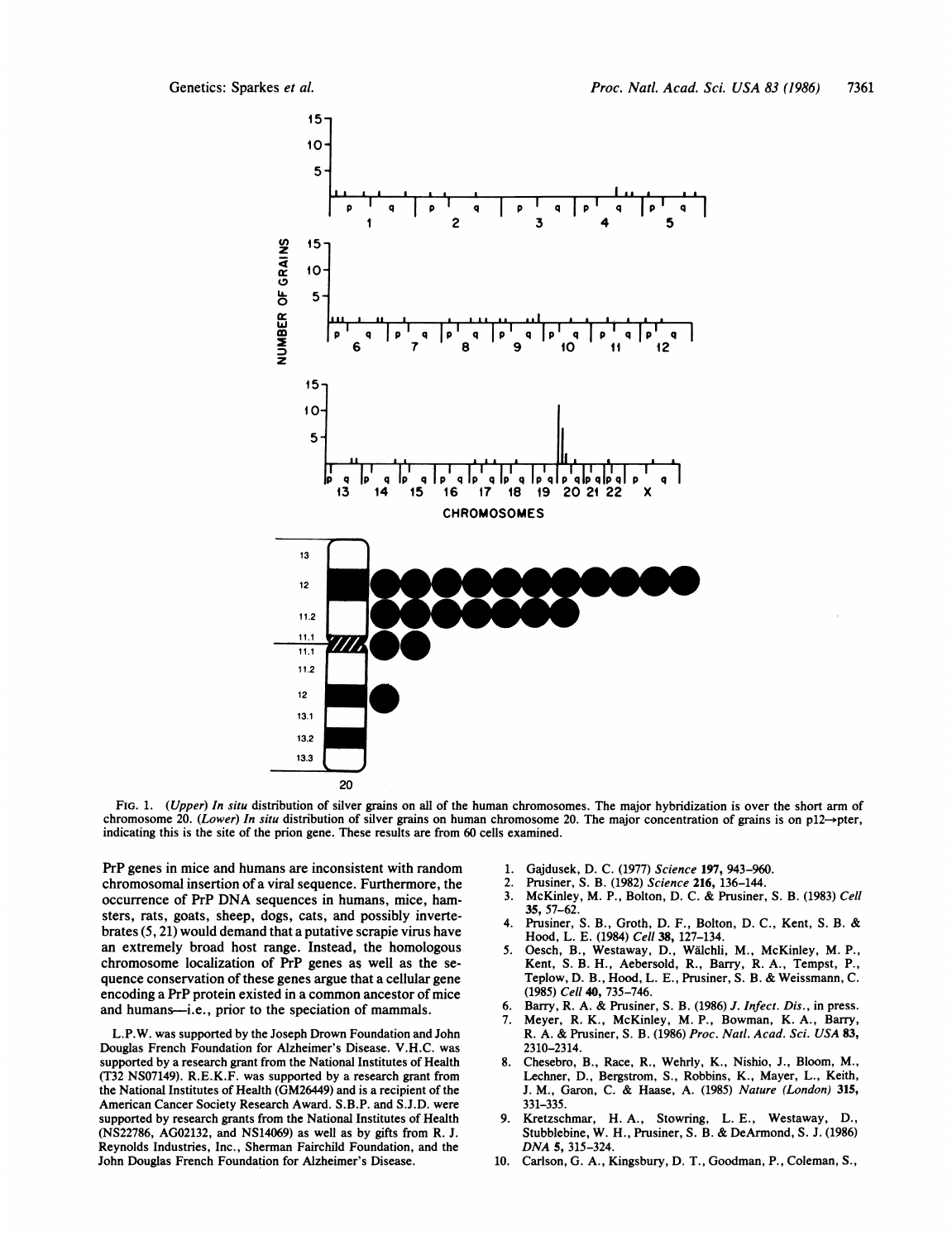FIG. 1. (*Upper*) *In situ* distribution of silver grains on all of the human chromosomes. The major hybridization is over the short arm of chromosome 20. (*Lower*) *In situ* distribution of silver grains on human chromosome 20. The major concentration of grains is on p12→pter, indicating this is the site of the prion gene. These results are from 60 cells examined.

PrP genes in mice and humans are inconsistent with random chromosomal insertion of a viral sequence. Furthermore, the occurrence of PrP DNA sequences in humans, mice, hamsters, rats, goats, sheep, dogs, cats, and possibly invertebrates (5, 21) would demand that a putative scrapie virus have an extremely broad host range. Instead, the homologous chromosome localization of PrP genes as well as the sequence conservation of these genes argue that a cellular gene encoding a PrP protein existed in a common ancestor of mice and humans—i.e., prior to the speciation of mammals.

L.P.W. was supported by the Joseph Drown Foundation and John Douglas French Foundation for Alzheimer's Disease. V.H.C. was supported by a research grant from the National Institutes of Health (T32 NS07149). R.E.K.F. was supported by a research grant from the National Institutes of Health (GM26449) and is a recipient of the American Cancer Society Research Award. S.B.P. and S.J.D. were supported by research grants from the National Institutes of Health (NS22786, AG02132, and NS14069) as well as by gifts from R. J. Reynolds Industries, Inc., Sherman Fairchild Foundation, and the John Douglas French Foundation for Alzheimer's Disease.

1. Gajdusek, D. C. (1977) *Science* **197,** 943–960.
2. Prusiner, S. B. (1982) *Science* **216,** 136–144.
3. McKinley, M. P., Bolton, D. C. & Prusiner, S. B. (1983) *Cell* **35,** 57–62.
4. Prusiner, S. B., Groth, D. F., Bolton, D. C., Kent, S. B. & Hood, L. E. (1984) *Cell* **38,** 127–134.
5. Oesch, B., Westaway, D., Wälchli, M., McKinley, M. P., Kent, S. B. H., Aebersold, R., Barry, R. A., Tempst, P., Teplow, D. B., Hood, L. E., Prusiner, S. B. & Weissmann, C. (1985) *Cell* **40,** 735–746.
6. Barry, R. A. & Prusiner, S. B. (1986) *J. Infect. Dis.*, in press.
7. Meyer, R. K., McKinley, M. P., Bowman, K. A., Barry, R. A. & Prusiner, S. B. (1986) *Proc. Natl. Acad. Sci. USA* **83,** 2310–2314.
8. Chesebro, B., Race, R., Wehrly, K., Nishio, J., Bloom, M., Lechner, D., Bergstrom, S., Robbins, K., Mayer, L., Keith, J. M., Garon, C. & Haase, A. (1985) *Nature (London)* **315,** 331–335.
9. Kretzschmar, H. A., Stowring, L. E., Westaway, D., Stubblebine, W. H., Prusiner, S. B. & DeArmond, S. J. (1986) *DNA* **5,** 315–324.
10. Carlson, G. A., Kingsbury, D. T., Goodman, P., Coleman, S.,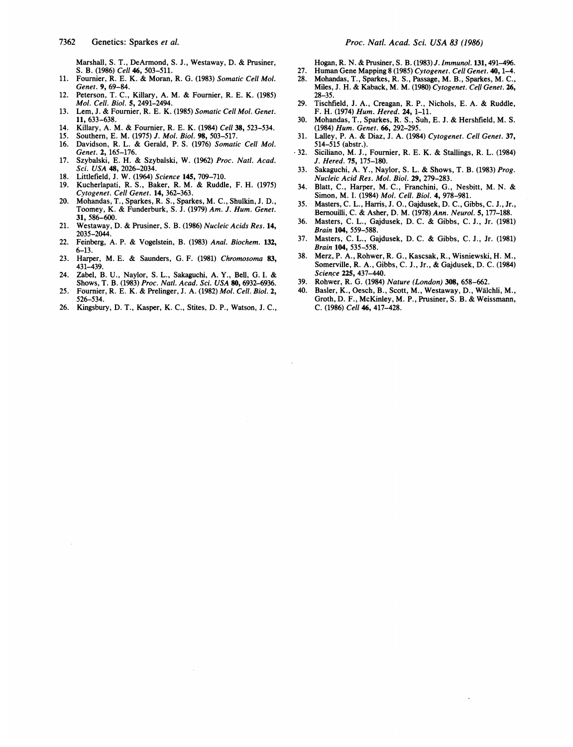Marshall, S. T., DeArmond, S. J., Westaway, D. & Prusiner, S. B. (1986) *Cell* **46**, 503–511.

11. Fournier, R. E. K. & Moran, R. G. (1983) *Somatic Cell Mol. Genet.* **9**, 69–84.
12. Peterson, T. C., Killary, A. M. & Fournier, R. E. K. (1985) *Mol. Cell. Biol.* **5**, 2491–2494.
13. Lem, J. & Fournier, R. E. K. (1985) *Somatic Cell Mol. Genet.* **11**, 633–638.
14. Killary, A. M. & Fournier, R. E. K. (1984) *Cell* **38**, 523–534.
15. Southern, E. M. (1975) *J. Mol. Biol.* **98**, 503–517.
16. Davidson, R. L. & Gerald, P. S. (1976) *Somatic Cell Mol. Genet.* **2**, 165–176.
17. Szybalski, E. H. & Szybalski, W. (1962) *Proc. Natl. Acad. Sci. USA* **48**, 2026–2034.
18. Littlefield, J. W. (1964) *Science* **145**, 709–710.
19. Kucherlapati, R. S., Baker, R. M. & Ruddle, F. H. (1975) *Cytogenet. Cell Genet.* **14**, 362–363.
20. Mohandas, T., Sparkes, R. S., Sparkes, M. C., Shulkin, J. D., Toomey, K. & Funderburk, S. J. (1979) *Am. J. Hum. Genet.* **31**, 586–600.
21. Westaway, D. & Prusiner, S. B. (1986) *Nucleic Acids Res.* **14**, 2035–2044.
22. Feinberg, A. P. & Vogelstein, B. (1983) *Anal. Biochem.* **132**, 6–13.
23. Harper, M. E. & Saunders, G. F. (1981) *Chromosoma* **83**, 431–439.
24. Zabel, B. U., Naylor, S. L., Sakaguchi, A. Y., Bell, G. I. & Shows, T. B. (1983) *Proc. Natl. Acad. Sci. USA* **80**, 6932–6936.
25. Fournier, R. E. K. & Prelinger, J. A. (1982) *Mol. Cell. Biol.* **2**, 526–534.
26. Kingsbury, D. T., Kasper, K. C., Stites, D. P., Watson, J. C., Hogan, R. N. & Prusiner, S. B. (1983) *J. Immunol.* **131**, 491–496.
27. Human Gene Mapping 8 (1985) *Cytogenet. Cell Genet.* **40**, 1–4.
28. Mohandas, T., Sparkes, R. S., Passage, M. B., Sparkes, M. C., Miles, J. H. & Kaback, M. M. (1980) *Cytogenet. Cell Genet.* **26**, 28–35.
29. Tischfield, J. A., Creagan, R. P., Nichols, E. A. & Ruddle, F. H. (1974) *Hum. Hered.* **24**, 1–11.
30. Mohandas, T., Sparkes, R. S., Suh, E. J. & Hershfield, M. S. (1984) *Hum. Genet.* **66**, 292–295.
31. Lalley, P. A. & Diaz, J. A. (1984) *Cytogenet. Cell Genet.* **37**, 514–515 (abstr.).
32. Siciliano, M. J., Fournier, R. E. K. & Stallings, R. L. (1984) *J. Hered.* **75**, 175–180.
33. Sakaguchi, A. Y., Naylor, S. L. & Shows, T. B. (1983) *Prog. Nucleic Acid Res. Mol. Biol.* **29**, 279–283.
34. Blatt, C., Harper, M. C., Franchini, G., Nesbitt, M. N. & Simon, M. I. (1984) *Mol. Cell. Biol.* **4**, 978–981.
35. Masters, C. L., Harris, J. O., Gajdusek, D. C., Gibbs, C. J., Jr., Bernouilli, C. & Asher, D. M. (1978) *Ann. Neurol.* **5**, 177–188.
36. Masters, C. L., Gajdusek, D. C. & Gibbs, C. J., Jr. (1981) *Brain* **104**, 559–588.
37. Masters, C. L., Gajdusek, D. C. & Gibbs, C. J., Jr. (1981) *Brain* **104**, 535–558.
38. Merz, P. A., Rohwer, R. G., Kascsak, R., Wisniewski, H. M., Somerville, R. A., Gibbs, C. J., Jr., & Gajdusek, D. C. (1984) *Science* **225**, 437–440.
39. Rohwer, R. G. (1984) *Nature (London)* **308**, 658–662.
40. Basler, K., Oesch, B., Scott, M., Westaway, D., Wälchli, M., Groth, D. F., McKinley, M. P., Prusiner, S. B. & Weissmann, C. (1986) *Cell* **46**, 417–428.